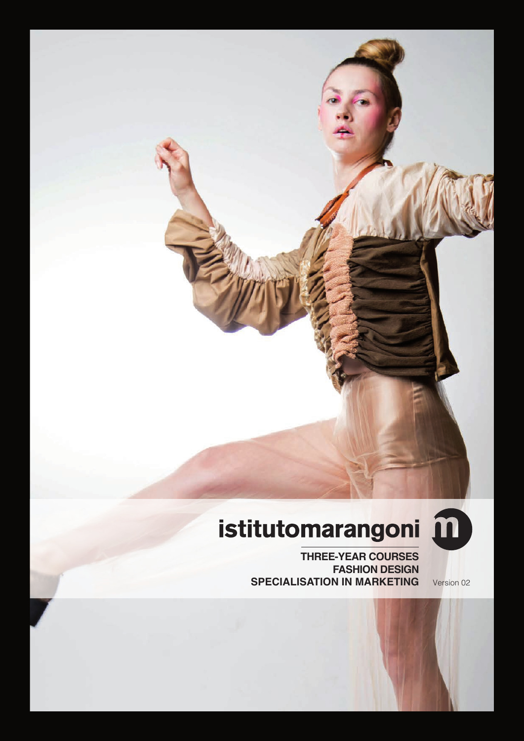# istitutomarangoni

**THREE-YEAR COURSES**
**FASHION DESIGN**
**SPECIALISATION IN MARKETING**

Version 02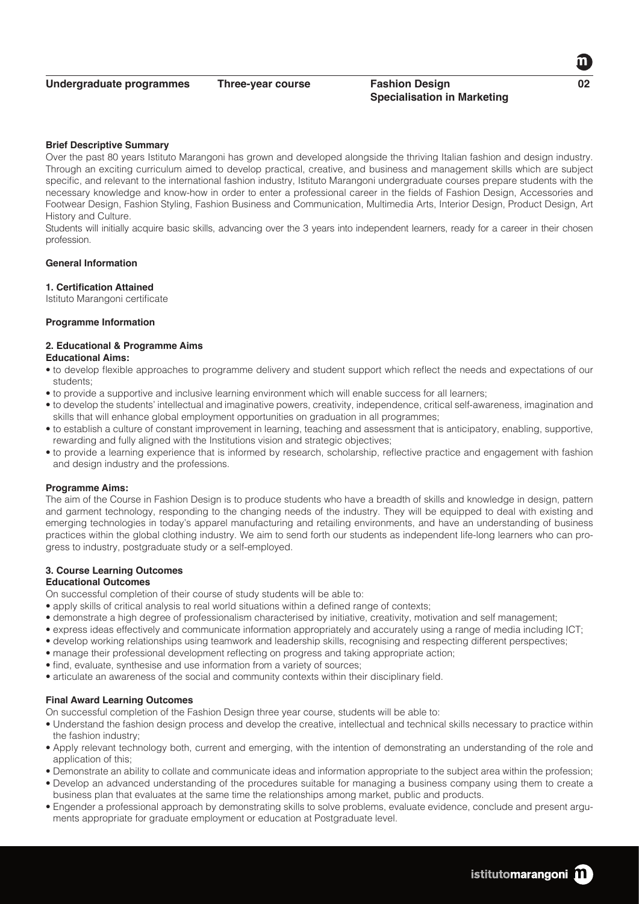**Brief Descriptive Summary**

Over the past 80 years Istituto Marangoni has grown and developed alongside the thriving Italian fashion and design industry. Through an exciting curriculum aimed to develop practical, creative, and business and management skills which are subject specific, and relevant to the international fashion industry, Istituto Marangoni undergraduate courses prepare students with the necessary knowledge and know-how in order to enter a professional career in the fields of Fashion Design, Accessories and Footwear Design, Fashion Styling, Fashion Business and Communication, Multimedia Arts, Interior Design, Product Design, Art History and Culture.

Students will initially acquire basic skills, advancing over the 3 years into independent learners, ready for a career in their chosen profession.

**General Information**

**1. Certification Attained**

Istituto Marangoni certificate

**Programme Information**

**2. Educational & Programme Aims**

**Educational Aims:**

- to develop flexible approaches to programme delivery and student support which reflect the needs and expectations of our students;
- to provide a supportive and inclusive learning environment which will enable success for all learners;
- to develop the students' intellectual and imaginative powers, creativity, independence, critical self-awareness, imagination and skills that will enhance global employment opportunities on graduation in all programmes;
- to establish a culture of constant improvement in learning, teaching and assessment that is anticipatory, enabling, supportive, rewarding and fully aligned with the Institutions vision and strategic objectives;
- to provide a learning experience that is informed by research, scholarship, reflective practice and engagement with fashion and design industry and the professions.

**Programme Aims:**

The aim of the Course in Fashion Design is to produce students who have a breadth of skills and knowledge in design, pattern and garment technology, responding to the changing needs of the industry. They will be equipped to deal with existing and emerging technologies in today's apparel manufacturing and retailing environments, and have an understanding of business practices within the global clothing industry. We aim to send forth our students as independent life-long learners who can progress to industry, postgraduate study or a self-employed.

**3. Course Learning Outcomes**

**Educational Outcomes**

On successful completion of their course of study students will be able to:

- apply skills of critical analysis to real world situations within a defined range of contexts;
- demonstrate a high degree of professionalism characterised by initiative, creativity, motivation and self management;
- express ideas effectively and communicate information appropriately and accurately using a range of media including ICT;
- develop working relationships using teamwork and leadership skills, recognising and respecting different perspectives;
- manage their professional development reflecting on progress and taking appropriate action;
- find, evaluate, synthesise and use information from a variety of sources;
- articulate an awareness of the social and community contexts within their disciplinary field.

**Final Award Learning Outcomes**

On successful completion of the Fashion Design three year course, students will be able to:

- Understand the fashion design process and develop the creative, intellectual and technical skills necessary to practice within the fashion industry;
- Apply relevant technology both, current and emerging, with the intention of demonstrating an understanding of the role and application of this;
- Demonstrate an ability to collate and communicate ideas and information appropriate to the subject area within the profession;
- Develop an advanced understanding of the procedures suitable for managing a business company using them to create a business plan that evaluates at the same time the relationships among market, public and products.
- Engender a professional approach by demonstrating skills to solve problems, evaluate evidence, conclude and present arguments appropriate for graduate employment or education at Postgraduate level.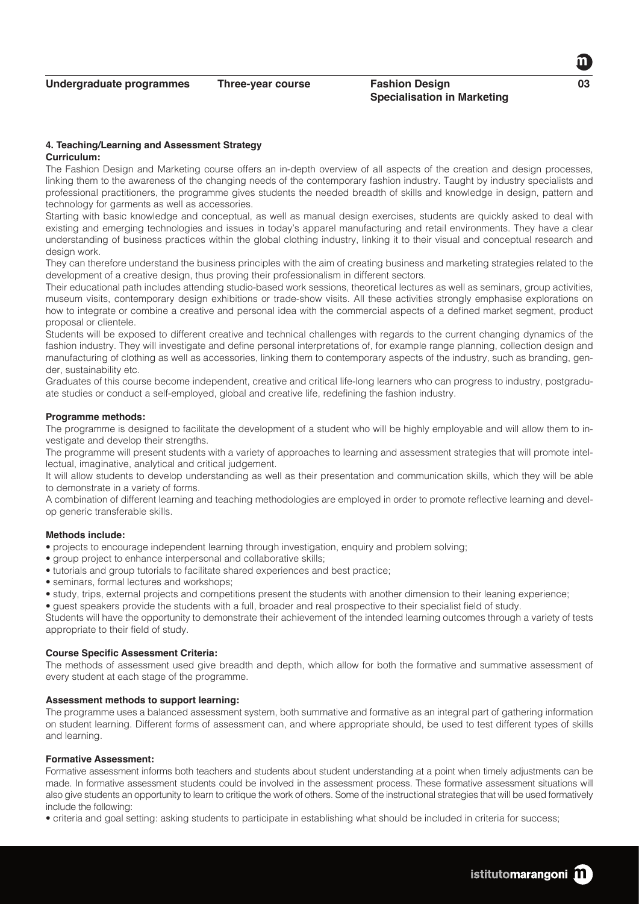#### 4. Teaching/Learning and Assessment Strategy

**Curriculum:**

The Fashion Design and Marketing course offers an in-depth overview of all aspects of the creation and design processes, linking them to the awareness of the changing needs of the contemporary fashion industry. Taught by industry specialists and professional practitioners, the programme gives students the needed breadth of skills and knowledge in design, pattern and technology for garments as well as accessories.

Starting with basic knowledge and conceptual, as well as manual design exercises, students are quickly asked to deal with existing and emerging technologies and issues in today's apparel manufacturing and retail environments. They have a clear understanding of business practices within the global clothing industry, linking it to their visual and conceptual research and design work.

They can therefore understand the business principles with the aim of creating business and marketing strategies related to the development of a creative design, thus proving their professionalism in different sectors.

Their educational path includes attending studio-based work sessions, theoretical lectures as well as seminars, group activities, museum visits, contemporary design exhibitions or trade-show visits. All these activities strongly emphasise explorations on how to integrate or combine a creative and personal idea with the commercial aspects of a defined market segment, product proposal or clientele.

Students will be exposed to different creative and technical challenges with regards to the current changing dynamics of the fashion industry. They will investigate and define personal interpretations of, for example range planning, collection design and manufacturing of clothing as well as accessories, linking them to contemporary aspects of the industry, such as branding, gender, sustainability etc.

Graduates of this course become independent, creative and critical life-long learners who can progress to industry, postgraduate studies or conduct a self-employed, global and creative life, redefining the fashion industry.

**Programme methods:**

The programme is designed to facilitate the development of a student who will be highly employable and will allow them to investigate and develop their strengths.

The programme will present students with a variety of approaches to learning and assessment strategies that will promote intellectual, imaginative, analytical and critical judgement.

It will allow students to develop understanding as well as their presentation and communication skills, which they will be able to demonstrate in a variety of forms.

A combination of different learning and teaching methodologies are employed in order to promote reflective learning and develop generic transferable skills.

**Methods include:**

- projects to encourage independent learning through investigation, enquiry and problem solving;
- group project to enhance interpersonal and collaborative skills;
- tutorials and group tutorials to facilitate shared experiences and best practice;
- seminars, formal lectures and workshops;
- study, trips, external projects and competitions present the students with another dimension to their leaning experience;
- guest speakers provide the students with a full, broader and real prospective to their specialist field of study.

Students will have the opportunity to demonstrate their achievement of the intended learning outcomes through a variety of tests appropriate to their field of study.

**Course Specific Assessment Criteria:**

The methods of assessment used give breadth and depth, which allow for both the formative and summative assessment of every student at each stage of the programme.

**Assessment methods to support learning:**

The programme uses a balanced assessment system, both summative and formative as an integral part of gathering information on student learning. Different forms of assessment can, and where appropriate should, be used to test different types of skills and learning.

**Formative Assessment:**

Formative assessment informs both teachers and students about student understanding at a point when timely adjustments can be made. In formative assessment students could be involved in the assessment process. These formative assessment situations will also give students an opportunity to learn to critique the work of others. Some of the instructional strategies that will be used formatively include the following:

- criteria and goal setting: asking students to participate in establishing what should be included in criteria for success;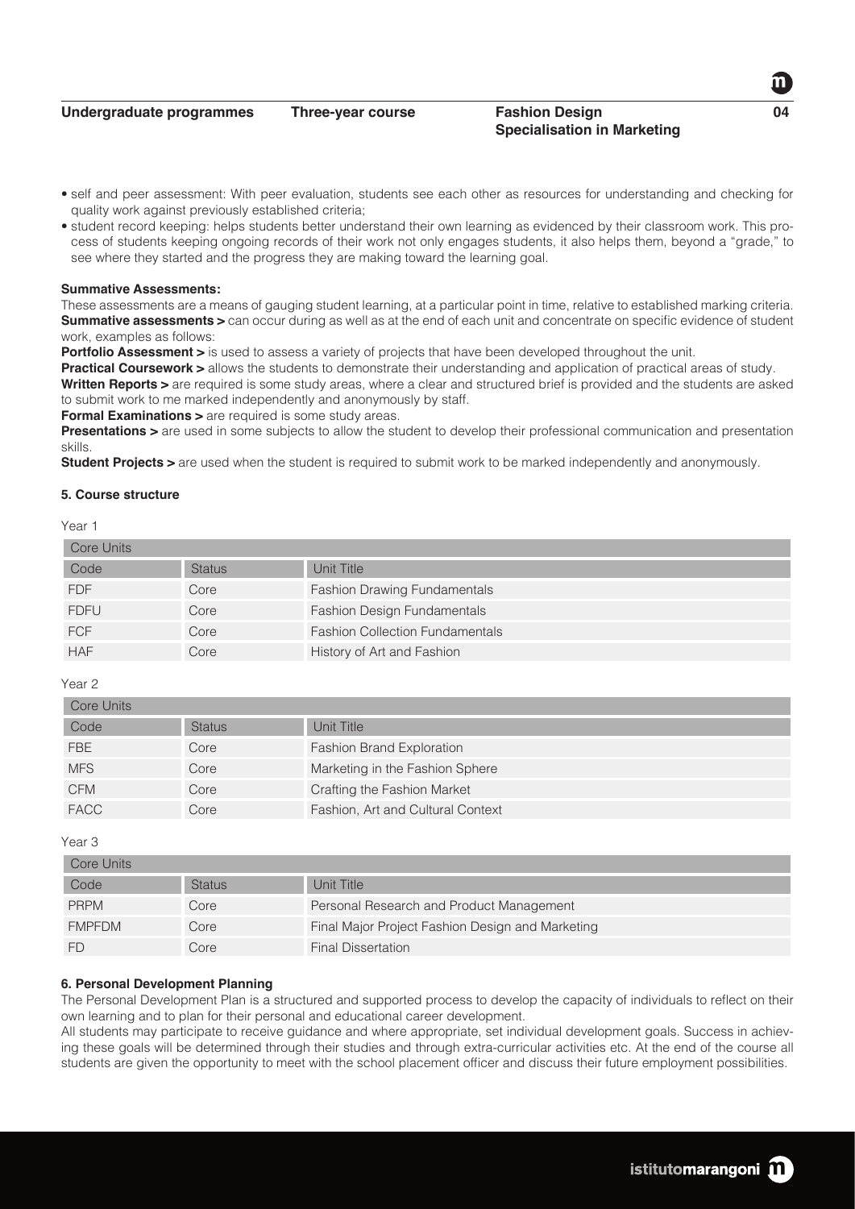- self and peer assessment: With peer evaluation, students see each other as resources for understanding and checking for quality work against previously established criteria;
- student record keeping: helps students better understand their own learning as evidenced by their classroom work. This process of students keeping ongoing records of their work not only engages students, it also helps them, beyond a "grade," to see where they started and the progress they are making toward the learning goal.

**Summative Assessments:**

These assessments are a means of gauging student learning, at a particular point in time, relative to established marking criteria. **Summative assessments >** can occur during as well as at the end of each unit and concentrate on specific evidence of student work, examples as follows:

**Portfolio Assessment >** is used to assess a variety of projects that have been developed throughout the unit.

**Practical Coursework >** allows the students to demonstrate their understanding and application of practical areas of study.

**Written Reports >** are required is some study areas, where a clear and structured brief is provided and the students are asked to submit work to me marked independently and anonymously by staff.

**Formal Examinations >** are required is some study areas.

**Presentations >** are used in some subjects to allow the student to develop their professional communication and presentation skills.

**Student Projects >** are used when the student is required to submit work to be marked independently and anonymously.

### 5. Course structure

Year 1

| Core Units | | |
|---|---|---|
| Code | Status | Unit Title |
| FDF | Core | Fashion Drawing Fundamentals |
| FDFU | Core | Fashion Design Fundamentals |
| FCF | Core | Fashion Collection Fundamentals |
| HAF | Core | History of Art and Fashion |

Year 2

| Core Units | | |
|---|---|---|
| Code | Status | Unit Title |
| FBE | Core | Fashion Brand Exploration |
| MFS | Core | Marketing in the Fashion Sphere |
| CFM | Core | Crafting the Fashion Market |
| FACC | Core | Fashion, Art and Cultural Context |

Year 3

| Core Units | | |
|---|---|---|
| Code | Status | Unit Title |
| PRPM | Core | Personal Research and Product Management |
| FMPFDM | Core | Final Major Project Fashion Design and Marketing |
| FD | Core | Final Dissertation |

### 6. Personal Development Planning

The Personal Development Plan is a structured and supported process to develop the capacity of individuals to reflect on their own learning and to plan for their personal and educational career development.

All students may participate to receive guidance and where appropriate, set individual development goals. Success in achieving these goals will be determined through their studies and through extra-curricular activities etc. At the end of the course all students are given the opportunity to meet with the school placement officer and discuss their future employment possibilities.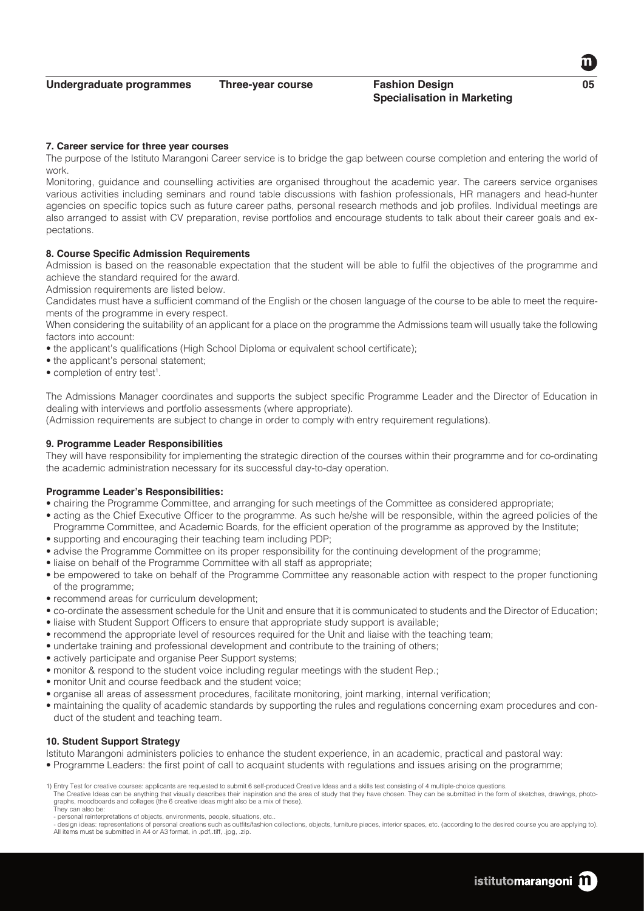#### 7. Career service for three year courses

The purpose of the Istituto Marangoni Career service is to bridge the gap between course completion and entering the world of work.

Monitoring, guidance and counselling activities are organised throughout the academic year. The careers service organises various activities including seminars and round table discussions with fashion professionals, HR managers and head-hunter agencies on specific topics such as future career paths, personal research methods and job profiles. Individual meetings are also arranged to assist with CV preparation, revise portfolios and encourage students to talk about their career goals and expectations.

#### 8. Course Specific Admission Requirements

Admission is based on the reasonable expectation that the student will be able to fulfil the objectives of the programme and achieve the standard required for the award.

Admission requirements are listed below.

Candidates must have a sufficient command of the English or the chosen language of the course to be able to meet the requirements of the programme in every respect.

When considering the suitability of an applicant for a place on the programme the Admissions team will usually take the following factors into account:

- the applicant's qualifications (High School Diploma or equivalent school certificate);
- the applicant's personal statement;
- completion of entry test[1].

The Admissions Manager coordinates and supports the subject specific Programme Leader and the Director of Education in dealing with interviews and portfolio assessments (where appropriate).

(Admission requirements are subject to change in order to comply with entry requirement regulations).

#### 9. Programme Leader Responsibilities

They will have responsibility for implementing the strategic direction of the courses within their programme and for co-ordinating the academic administration necessary for its successful day-to-day operation.

**Programme Leader's Responsibilities:**

- chairing the Programme Committee, and arranging for such meetings of the Committee as considered appropriate;
- acting as the Chief Executive Officer to the programme. As such he/she will be responsible, within the agreed policies of the Programme Committee, and Academic Boards, for the efficient operation of the programme as approved by the Institute;
- supporting and encouraging their teaching team including PDP;
- advise the Programme Committee on its proper responsibility for the continuing development of the programme;
- liaise on behalf of the Programme Committee with all staff as appropriate;
- be empowered to take on behalf of the Programme Committee any reasonable action with respect to the proper functioning of the programme;
- recommend areas for curriculum development;
- co-ordinate the assessment schedule for the Unit and ensure that it is communicated to students and the Director of Education;
- liaise with Student Support Officers to ensure that appropriate study support is available;
- recommend the appropriate level of resources required for the Unit and liaise with the teaching team;
- undertake training and professional development and contribute to the training of others;
- actively participate and organise Peer Support systems;
- monitor & respond to the student voice including regular meetings with the student Rep.;
- monitor Unit and course feedback and the student voice;
- organise all areas of assessment procedures, facilitate monitoring, joint marking, internal verification;
- maintaining the quality of academic standards by supporting the rules and regulations concerning exam procedures and conduct of the student and teaching team.

#### 10. Student Support Strategy

Istituto Marangoni administers policies to enhance the student experience, in an academic, practical and pastoral way:

- Programme Leaders: the first point of call to acquaint students with regulations and issues arising on the programme;

1) Entry Test for creative courses: applicants are requested to submit 6 self-produced Creative Ideas and a skills test consisting of 4 multiple-choice questions.
The Creative Ideas can be anything that visually describes their inspiration and the area of study that they have chosen. They can be submitted in the form of sketches, drawings, photographs, moodboards and collages (the 6 creative ideas might also be a mix of these).
They can also be:
- personal reinterpretations of objects, environments, people, situations, etc..
- design ideas: representations of personal creations such as outfits/fashion collections, objects, furniture pieces, interior spaces, etc. (according to the desired course you are applying to).
All items must be submitted in A4 or A3 format, in .pdf,.tiff, .jpg, .zip.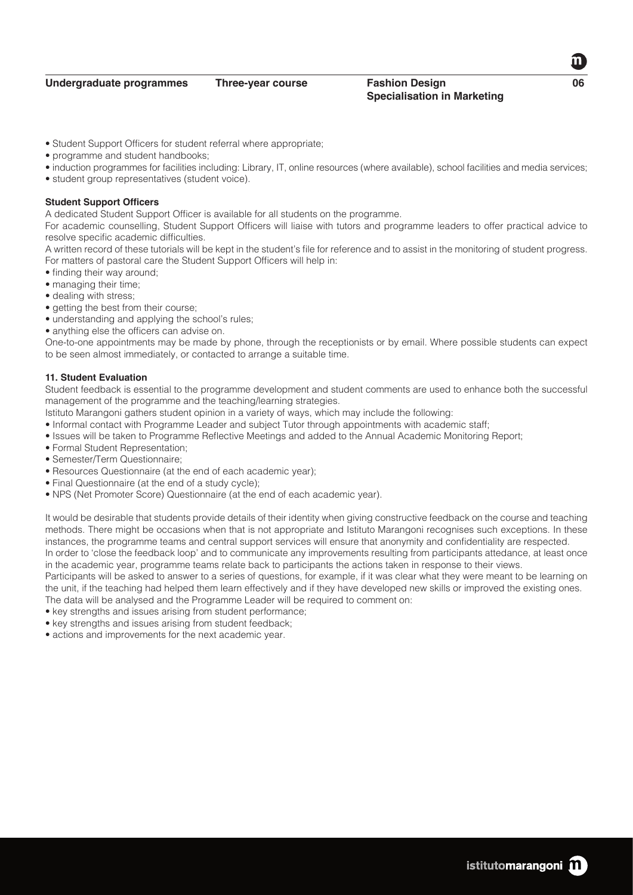- Student Support Officers for student referral where appropriate;
- programme and student handbooks;
- induction programmes for facilities including: Library, IT, online resources (where available), school facilities and media services;
- student group representatives (student voice).

**Student Support Officers**

A dedicated Student Support Officer is available for all students on the programme.

For academic counselling, Student Support Officers will liaise with tutors and programme leaders to offer practical advice to resolve specific academic difficulties.

A written record of these tutorials will be kept in the student's file for reference and to assist in the monitoring of student progress.

For matters of pastoral care the Student Support Officers will help in:

- finding their way around;
- managing their time;
- dealing with stress;
- getting the best from their course;
- understanding and applying the school's rules;
- anything else the officers can advise on.

One-to-one appointments may be made by phone, through the receptionists or by email. Where possible students can expect to be seen almost immediately, or contacted to arrange a suitable time.

### 11. Student Evaluation

Student feedback is essential to the programme development and student comments are used to enhance both the successful management of the programme and the teaching/learning strategies.

Istituto Marangoni gathers student opinion in a variety of ways, which may include the following:

- Informal contact with Programme Leader and subject Tutor through appointments with academic staff;
- Issues will be taken to Programme Reflective Meetings and added to the Annual Academic Monitoring Report;
- Formal Student Representation;
- Semester/Term Questionnaire;
- Resources Questionnaire (at the end of each academic year);
- Final Questionnaire (at the end of a study cycle);
- NPS (Net Promoter Score) Questionnaire (at the end of each academic year).

It would be desirable that students provide details of their identity when giving constructive feedback on the course and teaching methods. There might be occasions when that is not appropriate and Istituto Marangoni recognises such exceptions. In these instances, the programme teams and central support services will ensure that anonymity and confidentiality are respected.

In order to 'close the feedback loop' and to communicate any improvements resulting from participants attedance, at least once in the academic year, programme teams relate back to participants the actions taken in response to their views.

Participants will be asked to answer to a series of questions, for example, if it was clear what they were meant to be learning on the unit, if the teaching had helped them learn effectively and if they have developed new skills or improved the existing ones.

The data will be analysed and the Programme Leader will be required to comment on:

- key strengths and issues arising from student performance;
- key strengths and issues arising from student feedback;
- actions and improvements for the next academic year.